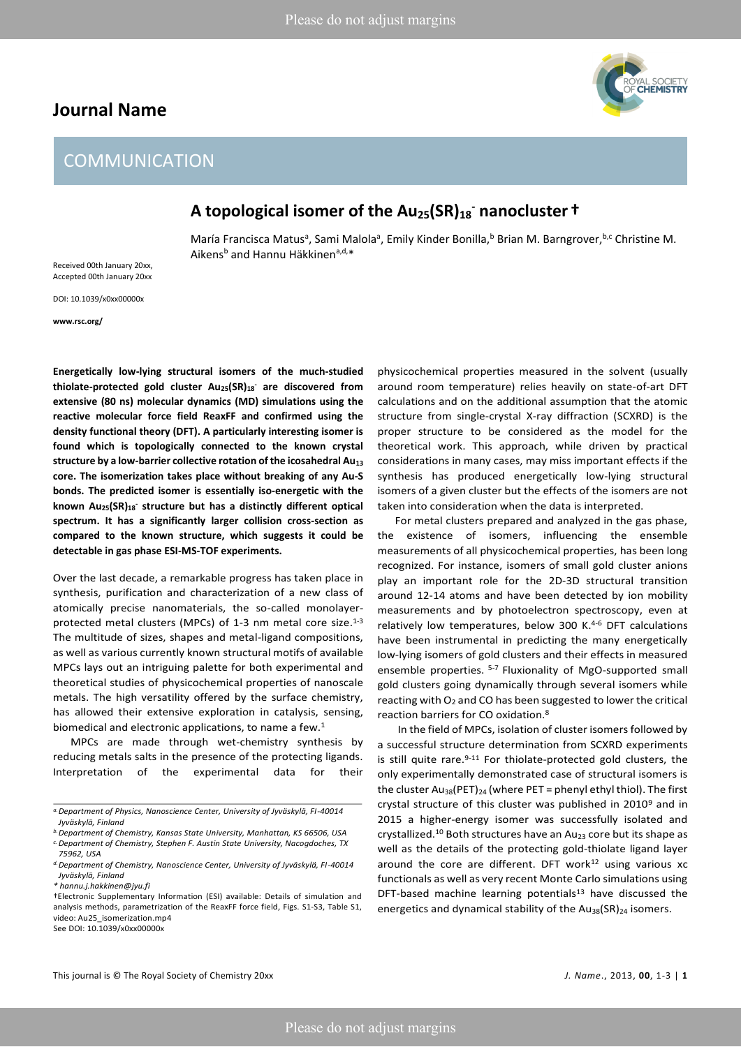# A topological isomer of the $Au_{25}(SR)_{18}^-$ nanocluster †

María Francisca Matus[a], Sami Malola[a], Emily Kinder Bonilla,[b] Brian M. Barngrover,[b,c] Christine M. Aikens[b] and Hannu Häkkinen[a,d,*]

Received 00th January 20xx, Accepted 00th January 20xx

DOI: 10.1039/x0xx00000x

**www.rsc.org/**

**Energetically low-lying structural isomers of the much-studied thiolate-protected gold cluster $Au_{25}(SR)_{18}^-$ are discovered from extensive (80 ns) molecular dynamics (MD) simulations using the reactive molecular force field ReaxFF and confirmed using the density functional theory (DFT). A particularly interesting isomer is found which is topologically connected to the known crystal structure by a low-barrier collective rotation of the icosahedral $Au_{13}$ core. The isomerization takes place without breaking of any Au-S bonds. The predicted isomer is essentially iso-energetic with the known $Au_{25}(SR)_{18}^-$ structure but has a distinctly different optical spectrum. It has a significantly larger collision cross-section as compared to the known structure, which suggests it could be detectable in gas phase ESI-MS-TOF experiments.**

Over the last decade, a remarkable progress has taken place in synthesis, purification and characterization of a new class of atomically precise nanomaterials, the so-called monolayer-protected metal clusters (MPCs) of 1-3 nm metal core size.[1-3] The multitude of sizes, shapes and metal-ligand compositions, as well as various currently known structural motifs of available MPCs lays out an intriguing palette for both experimental and theoretical studies of physicochemical properties of nanoscale metals. The high versatility offered by the surface chemistry, has allowed their extensive exploration in catalysis, sensing, biomedical and electronic applications, to name a few.[1]

MPCs are made through wet-chemistry synthesis by reducing metals salts in the presence of the protecting ligands. Interpretation of the experimental data for their physicochemical properties measured in the solvent (usually around room temperature) relies heavily on state-of-art DFT calculations and on the additional assumption that the atomic structure from single-crystal X-ray diffraction (SCXRD) is the proper structure to be considered as the model for the theoretical work. This approach, while driven by practical considerations in many cases, may miss important effects if the synthesis has produced energetically low-lying structural isomers of a given cluster but the effects of the isomers are not taken into consideration when the data is interpreted.

For metal clusters prepared and analyzed in the gas phase, the existence of isomers, influencing the ensemble measurements of all physicochemical properties, has been long recognized. For instance, isomers of small gold cluster anions play an important role for the 2D-3D structural transition around 12-14 atoms and have been detected by ion mobility measurements and by photoelectron spectroscopy, even at relatively low temperatures, below 300 K.[4-6] DFT calculations have been instrumental in predicting the many energetically low-lying isomers of gold clusters and their effects in measured ensemble properties.[5-7] Fluxionality of MgO-supported small gold clusters going dynamically through several isomers while reacting with $O_2$ and CO has been suggested to lower the critical reaction barriers for CO oxidation.[8]

In the field of MPCs, isolation of cluster isomers followed by a successful structure determination from SCXRD experiments is still quite rare.[9-11] For thiolate-protected gold clusters, the only experimentally demonstrated case of structural isomers is the cluster $Au_{38}(PET)_{24}$ (where PET = phenyl ethyl thiol). The first crystal structure of this cluster was published in 2010[9] and in 2015 a higher-energy isomer was successfully isolated and crystallized.[10] Both structures have an $Au_{23}$ core but its shape as well as the details of the protecting gold-thiolate ligand layer around the core are different. DFT work[12] using various xc functionals as well as very recent Monte Carlo simulations using DFT-based machine learning potentials[13] have discussed the energetics and dynamical stability of the $Au_{38}(SR)_{24}$ isomers.

---

[a] Department of Physics, Nanoscience Center, University of Jyväskylä, FI-40014 Jyväskylä, Finland

[b] Department of Chemistry, Kansas State University, Manhattan, KS 66506, USA

[c] Department of Chemistry, Stephen F. Austin State University, Nacogdoches, TX 75962, USA

[d] Department of Chemistry, Nanoscience Center, University of Jyväskylä, FI-40014 Jyväskylä, Finland

\* hannu.j.hakkinen@jyu.fi

†Electronic Supplementary Information (ESI) available: Details of simulation and analysis methods, parametrization of the ReaxFF force field, Figs. S1-S3, Table S1, video: Au25_isomerization.mp4

See DOI: 10.1039/x0xx00000x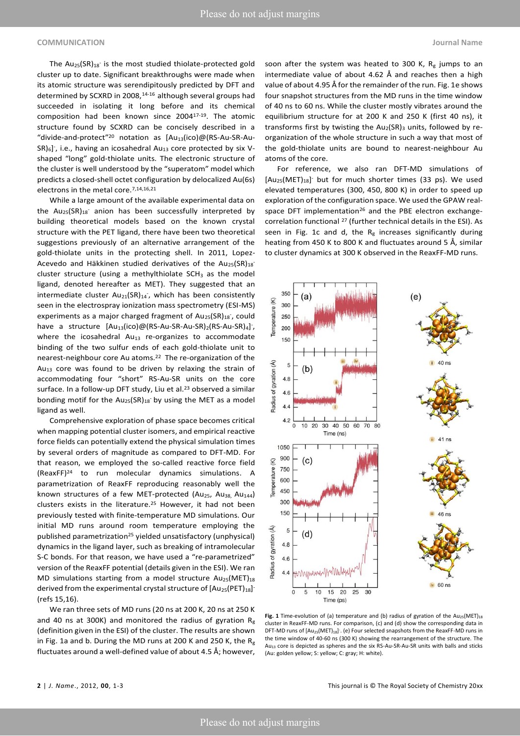The $Au_{25}(SR)_{18}^-$ is the most studied thiolate-protected gold cluster up to date. Significant breakthroughs were made when its atomic structure was serendipitously predicted by DFT and determined by SCXRD in 2008,[14-16] although several groups had succeeded in isolating it long before and its chemical composition had been known since 2004[17-19]. The atomic structure found by SCXRD can be concisely described in a "divide-and-protect"[20] notation as $[Au_{13}(ico)@(RS\text{-}Au\text{-}SR\text{-}Au\text{-}SR)_6]^-$, i.e., having an icosahedral $Au_{13}$ core protected by six V-shaped "long" gold-thiolate units. The electronic structure of the cluster is well understood by the "superatom" model which predicts a closed-shell octet configuration by delocalized Au(6s) electrons in the metal core.[7,14,16,21]

While a large amount of the available experimental data on the $Au_{25}(SR)_{18}^-$ anion has been successfully interpreted by building theoretical models based on the known crystal structure with the PET ligand, there have been two theoretical suggestions previously of an alternative arrangement of the gold-thiolate units in the protecting shell. In 2011, Lopez-Acevedo and Häkkinen studied derivatives of the $Au_{25}(SR)_{18}^-$ cluster structure (using a methylthiolate $SCH_3$ as the model ligand, denoted hereafter as MET). They suggested that an intermediate cluster $Au_{21}(SR)_{14}^-$, which has been consistently seen in the electrospray ionization mass spectrometry (ESI-MS) experiments as a major charged fragment of $Au_{25}(SR)_{18}^-$, could have a structure $[Au_{13}(ico)@(RS\text{-}Au\text{-}SR\text{-}Au\text{-}SR)_2(RS\text{-}Au\text{-}SR)_4]^-$, where the icosahedral $Au_{13}$ re-organizes to accommodate binding of the two sulfur ends of each gold-thiolate unit to nearest-neighbour core Au atoms.[22] The re-organization of the $Au_{13}$ core was found to be driven by relaxing the strain of accommodating four "short" RS-Au-SR units on the core surface. In a follow-up DFT study, Liu et al.[23] observed a similar bonding motif for the $Au_{25}(SR)_{18}^-$ by using the MET as a model ligand as well.

Comprehensive exploration of phase space becomes critical when mapping potential cluster isomers, and empirical reactive force fields can potentially extend the physical simulation times by several orders of magnitude as compared to DFT-MD. For that reason, we employed the so-called reactive force field (ReaxFF)[24] to run molecular dynamics simulations. A parametrization of ReaxFF reproducing reasonably well the known structures of a few MET-protected ($Au_{25}$, $Au_{38}$, $Au_{144}$) clusters exists in the literature.[25] However, it had not been previously tested with finite-temperature MD simulations. Our initial MD runs around room temperature employing the published parametrization[25] yielded unsatisfactory (unphysical) dynamics in the ligand layer, such as breaking of intramolecular S-C bonds. For that reason, we have used a "re-parametrized" version of the ReaxFF potential (details given in the ESI). We ran MD simulations starting from a model structure $Au_{25}(MET)_{18}$ derived from the experimental crystal structure of $[Au_{25}(PET)_{18}]^-$ (refs 15,16).

We ran three sets of MD runs (20 ns at 200 K, 20 ns at 250 K and 40 ns at 300K) and monitored the radius of gyration $R_g$ (definition given in the ESI) of the cluster. The results are shown in Fig. 1a and b. During the MD runs at 200 K and 250 K, the $R_g$ fluctuates around a well-defined value of about 4.5 Å; however, soon after the system was heated to 300 K, $R_g$ jumps to an intermediate value of about 4.62 Å and reaches then a high value of about 4.95 Å for the remainder of the run. Fig. 1e shows four snapshot structures from the MD runs in the time window of 40 ns to 60 ns. While the cluster mostly vibrates around the equilibrium structure for at 200 K and 250 K (first 40 ns), it transforms first by twisting the $Au_2(SR)_3$ units, followed by re-organization of the whole structure in such a way that most of the gold-thiolate units are bound to nearest-neighbour Au atoms of the core.

For reference, we also ran DFT-MD simulations of $[Au_{25}(MET)_{18}]^-$ but for much shorter times (33 ps). We used elevated temperatures (300, 450, 800 K) in order to speed up exploration of the configuration space. We used the GPAW real-space DFT implementation[26] and the PBE electron exchange-correlation functional [27] (further technical details in the ESI). As seen in Fig. 1c and d, the $R_g$ increases significantly during heating from 450 K to 800 K and fluctuates around 5 Å, similar to cluster dynamics at 300 K observed in the ReaxFF-MD runs.

**Fig. 1** Time-evolution of (a) temperature and (b) radius of gyration of the $Au_{25}(MET)_{18}$ cluster in ReaxFF-MD runs. For comparison, (c) and (d) show the corresponding data in DFT-MD runs of $[Au_{25}(MET)_{18}]^-$. (e) Four selected snapshots from the ReaxFF-MD runs in the time window of 40-60 ns (300 K) showing the rearrangement of the structure. The $Au_{13}$ core is depicted as spheres and the six RS-Au-SR-Au-SR units with balls and sticks (Au: golden yellow; S: yellow; C: gray; H: white).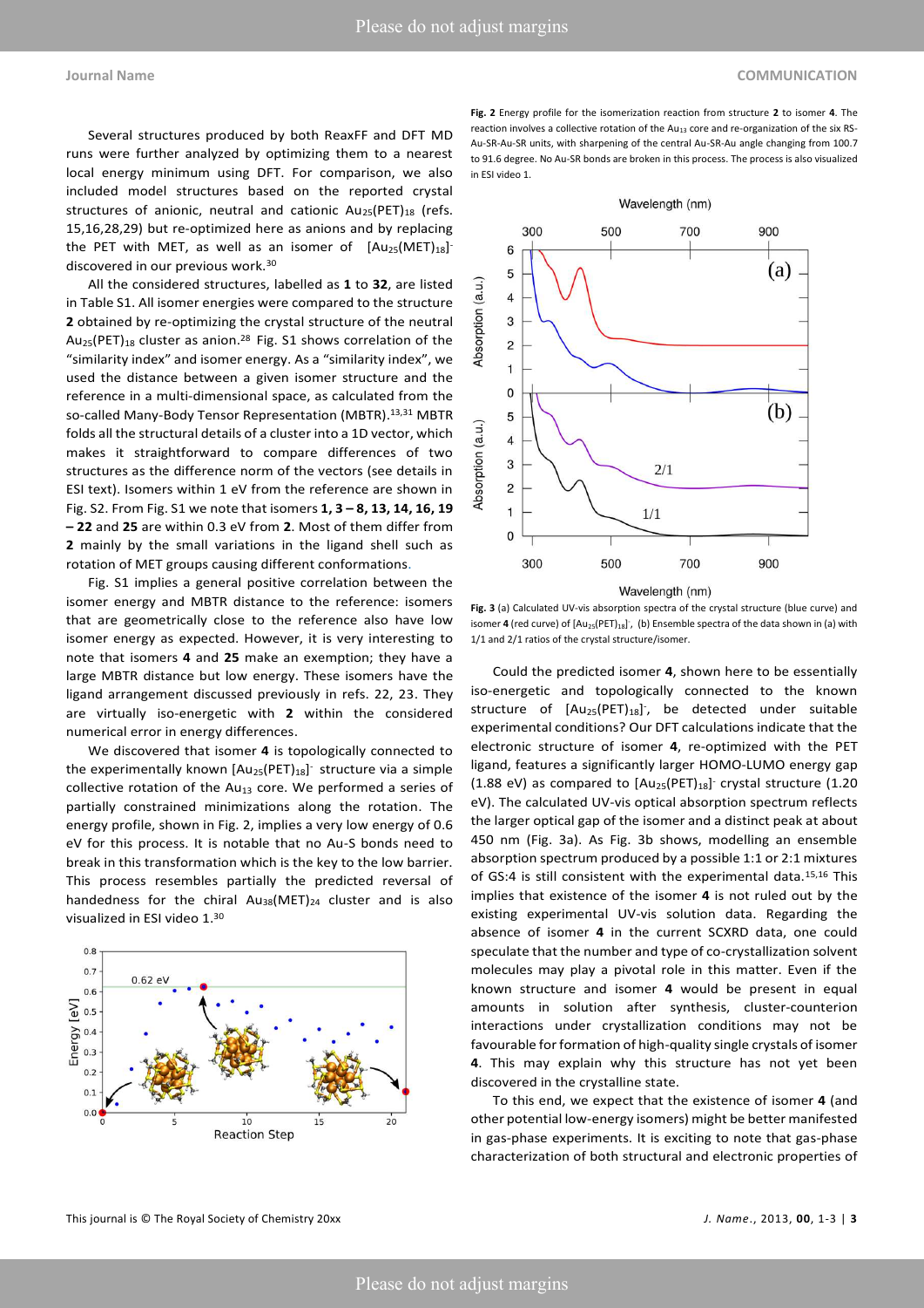Several structures produced by both ReaxFF and DFT MD runs were further analyzed by optimizing them to a nearest local energy minimum using DFT. For comparison, we also included model structures based on the reported crystal structures of anionic, neutral and cationic $Au_{25}(PET)_{18}$ (refs. 15,16,28,29) but re-optimized here as anions and by replacing the PET with MET, as well as an isomer of $[Au_{25}(MET)_{18}]^-$ discovered in our previous work.[30]

All the considered structures, labelled as **1** to **32**, are listed in Table S1. All isomer energies were compared to the structure **2** obtained by re-optimizing the crystal structure of the neutral $Au_{25}(PET)_{18}$ cluster as anion.[28] Fig. S1 shows correlation of the "similarity index" and isomer energy. As a "similarity index", we used the distance between a given isomer structure and the reference in a multi-dimensional space, as calculated from the so-called Many-Body Tensor Representation (MBTR).[13,31] MBTR folds all the structural details of a cluster into a 1D vector, which makes it straightforward to compare differences of two structures as the difference norm of the vectors (see details in ESI text). Isomers within 1 eV from the reference are shown in Fig. S2. From Fig. S1 we note that isomers **1, 3 – 8, 13, 14, 16, 19 – 22** and **25** are within 0.3 eV from **2**. Most of them differ from **2** mainly by the small variations in the ligand shell such as rotation of MET groups causing different conformations.

Fig. S1 implies a general positive correlation between the isomer energy and MBTR distance to the reference: isomers that are geometrically close to the reference also have low isomer energy as expected. However, it is very interesting to note that isomers **4** and **25** make an exemption; they have a large MBTR distance but low energy. These isomers have the ligand arrangement discussed previously in refs. 22, 23. They are virtually iso-energetic with **2** within the considered numerical error in energy differences.

We discovered that isomer **4** is topologically connected to the experimentally known $[Au_{25}(PET)_{18}]^-$ structure via a simple collective rotation of the $Au_{13}$ core. We performed a series of partially constrained minimizations along the rotation. The energy profile, shown in Fig. 2, implies a very low energy of 0.6 eV for this process. It is notable that no Au-S bonds need to break in this transformation which is the key to the low barrier. This process resembles partially the predicted reversal of handedness for the chiral $Au_{38}(MET)_{24}$ cluster and is also visualized in ESI video 1.[30]

**Fig. 2** Energy profile for the isomerization reaction from structure **2** to isomer **4**. The reaction involves a collective rotation of the $Au_{13}$ core and re-organization of the six RS-Au-SR-Au-SR units, with sharpening of the central Au-SR-Au angle changing from 100.7 to 91.6 degree. No Au-SR bonds are broken in this process. The process is also visualized in ESI video 1.

**Fig. 3** (a) Calculated UV-vis absorption spectra of the crystal structure (blue curve) and isomer **4** (red curve) of $[Au_{25}(PET)_{18}]^-$, (b) Ensemble spectra of the data shown in (a) with 1/1 and 2/1 ratios of the crystal structure/isomer.

Could the predicted isomer **4**, shown here to be essentially iso-energetic and topologically connected to the known structure of $[Au_{25}(PET)_{18}]^-$, be detected under suitable experimental conditions? Our DFT calculations indicate that the electronic structure of isomer **4**, re-optimized with the PET ligand, features a significantly larger HOMO-LUMO energy gap (1.88 eV) as compared to $[Au_{25}(PET)_{18}]^-$ crystal structure (1.20 eV). The calculated UV-vis optical absorption spectrum reflects the larger optical gap of the isomer and a distinct peak at about 450 nm (Fig. 3a). As Fig. 3b shows, modelling an ensemble absorption spectrum produced by a possible 1:1 or 2:1 mixtures of GS:4 is still consistent with the experimental data.[15,16] This implies that existence of the isomer **4** is not ruled out by the existing experimental UV-vis solution data. Regarding the absence of isomer **4** in the current SCXRD data, one could speculate that the number and type of co-crystallization solvent molecules may play a pivotal role in this matter. Even if the known structure and isomer **4** would be present in equal amounts in solution after synthesis, cluster-counterion interactions under crystallization conditions may not be favourable for formation of high-quality single crystals of isomer **4**. This may explain why this structure has not yet been discovered in the crystalline state.

To this end, we expect that the existence of isomer **4** (and other potential low-energy isomers) might be better manifested in gas-phase experiments. It is exciting to note that gas-phase characterization of both structural and electronic properties of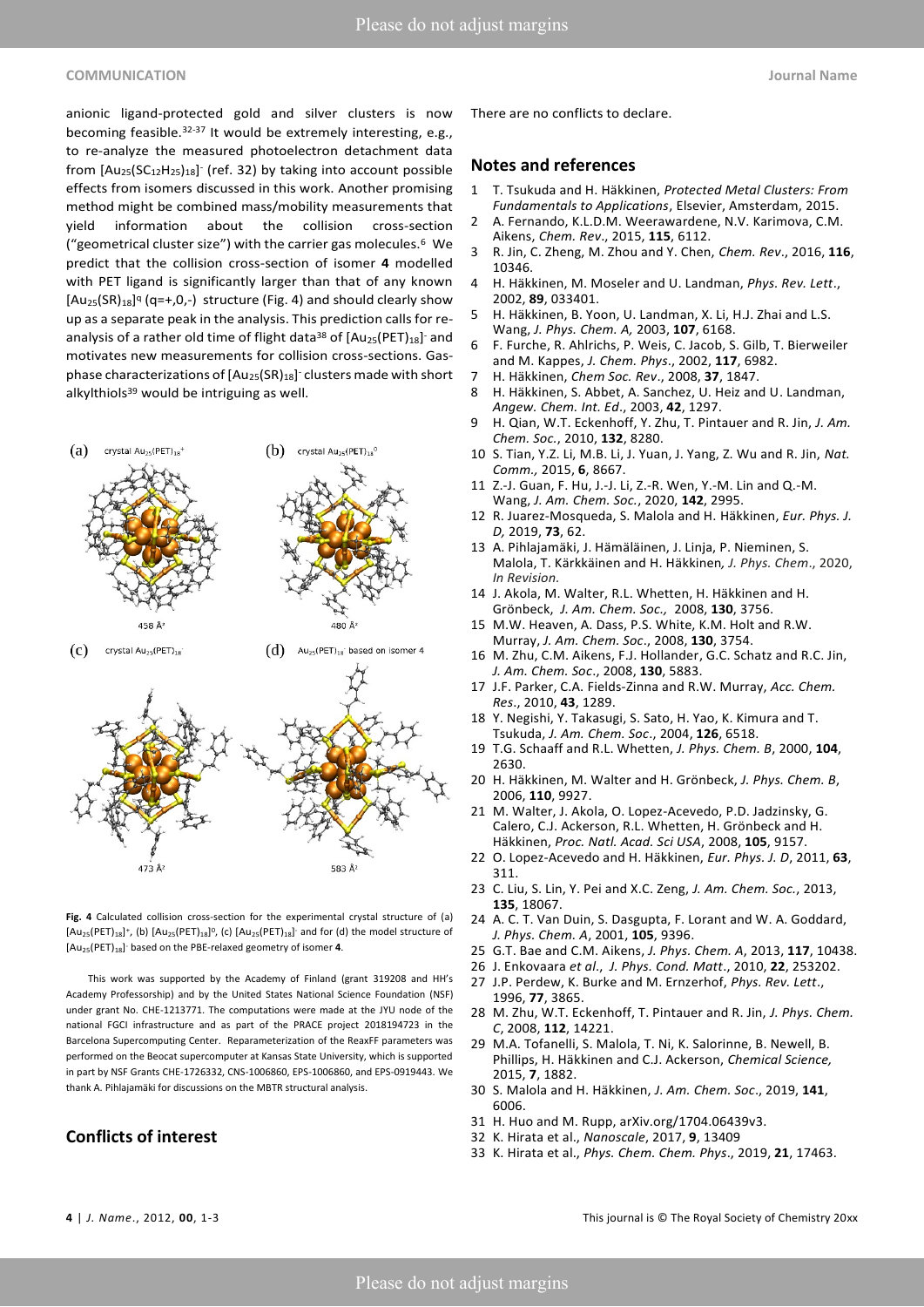anionic ligand-protected gold and silver clusters is now becoming feasible.[32-37] It would be extremely interesting, e.g., to re-analyze the measured photoelectron detachment data from $[Au_{25}(SC_{12}H_{25})_{18}]^-$ (ref. 32) by taking into account possible effects from isomers discussed in this work. Another promising method might be combined mass/mobility measurements that yield information about the collision cross-section ("geometrical cluster size") with the carrier gas molecules.[6] We predict that the collision cross-section of isomer **4** modelled with PET ligand is significantly larger than that of any known $[Au_{25}(SR)_{18}]^q$ (q=+,0,-) structure (Fig. 4) and should clearly show up as a separate peak in the analysis. This prediction calls for re-analysis of a rather old time of flight data[38] of $[Au_{25}(PET)_{18}]^-$ and motivates new measurements for collision cross-sections. Gas-phase characterizations of $[Au_{25}(SR)_{18}]^-$ clusters made with short alkylthiols[39] would be intriguing as well.

**Fig. 4** Calculated collision cross-section for the experimental crystal structure of (a) $[Au_{25}(PET)_{18}]^+$, (b) $[Au_{25}(PET)_{18}]^0$, (c) $[Au_{25}(PET)_{18}]^-$ and for (d) the model structure of $[Au_{25}(PET)_{18}]^-$ based on the PBE-relaxed geometry of isomer **4**.

This work was supported by the Academy of Finland (grant 319208 and HH's Academy Professorship) and by the United States National Science Foundation (NSF) under grant No. CHE-1213771. The computations were made at the JYU node of the national FGCI infrastructure and as part of the PRACE project 2018194723 in the Barcelona Supercomputing Center. Reparameterization of the ReaxFF parameters was performed on the Beocat supercomputer at Kansas State University, which is supported in part by NSF Grants CHE-1726332, CNS-1006860, EPS-1006860, and EPS-0919443. We thank A. Pihlajamäki for discussions on the MBTR structural analysis.

## Conflicts of interest

There are no conflicts to declare.

## Notes and references

1. T. Tsukuda and H. Häkkinen, *Protected Metal Clusters: From Fundamentals to Applications*, Elsevier, Amsterdam, 2015.
2. A. Fernando, K.L.D.M. Weerawardene, N.V. Karimova, C.M. Aikens, *Chem. Rev*., 2015, **115**, 6112.
3. R. Jin, C. Zheng, M. Zhou and Y. Chen, *Chem. Rev*., 2016, **116**, 10346.
4. H. Häkkinen, M. Moseler and U. Landman, *Phys. Rev. Lett*., 2002, **89**, 033401.
5. H. Häkkinen, B. Yoon, U. Landman, X. Li, H.J. Zhai and L.S. Wang, *J. Phys. Chem. A,* 2003, **107**, 6168.
6. F. Furche, R. Ahlrichs, P. Weis, C. Jacob, S. Gilb, T. Bierweiler and M. Kappes, *J. Chem. Phys*., 2002, **117**, 6982.
7. H. Häkkinen, *Chem Soc. Rev*., 2008, **37**, 1847.
8. H. Häkkinen, S. Abbet, A. Sanchez, U. Heiz and U. Landman, *Angew. Chem. Int. Ed*., 2003, **42**, 1297.
9. H. Qian, W.T. Eckenhoff, Y. Zhu, T. Pintauer and R. Jin, *J. Am. Chem. Soc.*, 2010, **132**, 8280.
10. S. Tian, Y.Z. Li, M.B. Li, J. Yuan, J. Yang, Z. Wu and R. Jin, *Nat. Comm.,* 2015, **6**, 8667.
11. Z.-J. Guan, F. Hu, J.-J. Li, Z.-R. Wen, Y.-M. Lin and Q.-M. Wang, *J. Am. Chem. Soc.*, 2020, **142**, 2995.
12. R. Juarez-Mosqueda, S. Malola and H. Häkkinen, *Eur. Phys. J. D,* 2019, **73**, 62.
13. A. Pihlajamäki, J. Hämäläinen, J. Linja, P. Nieminen, S. Malola, T. Kärkkäinen and H. Häkkinen*, J. Phys. Chem*., 2020, *In Revision*.
14. J. Akola, M. Walter, R.L. Whetten, H. Häkkinen and H. Grönbeck, *J. Am. Chem. Soc.,* 2008, **130**, 3756.
15. M.W. Heaven, A. Dass, P.S. White, K.M. Holt and R.W. Murray, *J. Am. Chem. Soc*., 2008, **130**, 3754.
16. M. Zhu, C.M. Aikens, F.J. Hollander, G.C. Schatz and R.C. Jin, *J. Am. Chem. Soc*., 2008, **130**, 5883.
17. J.F. Parker, C.A. Fields-Zinna and R.W. Murray, *Acc. Chem. Res*., 2010, **43**, 1289.
18. Y. Negishi, Y. Takasugi, S. Sato, H. Yao, K. Kimura and T. Tsukuda, *J. Am. Chem. Soc*., 2004, **126**, 6518.
19. T.G. Schaaff and R.L. Whetten, *J. Phys. Chem. B*, 2000, **104**, 2630.
20. H. Häkkinen, M. Walter and H. Grönbeck, *J. Phys. Chem. B*, 2006, **110**, 9927.
21. M. Walter, J. Akola, O. Lopez-Acevedo, P.D. Jadzinsky, G. Calero, C.J. Ackerson, R.L. Whetten, H. Grönbeck and H. Häkkinen, *Proc. Natl. Acad. Sci USA*, 2008, **105**, 9157.
22. O. Lopez-Acevedo and H. Häkkinen, *Eur. Phys. J. D*, 2011, **63**, 311.
23. C. Liu, S. Lin, Y. Pei and X.C. Zeng, *J. Am. Chem. Soc.*, 2013, **135**, 18067.
24. A. C. T. Van Duin, S. Dasgupta, F. Lorant and W. A. Goddard, *J. Phys. Chem. A*, 2001, **105**, 9396.
25. G.T. Bae and C.M. Aikens, *J. Phys. Chem. A*, 2013, **117**, 10438.
26. J. Enkovaara *et al*., *J. Phys. Cond. Matt*., 2010, **22**, 253202.
27. J.P. Perdew, K. Burke and M. Ernzerhof, *Phys. Rev. Lett*., 1996, **77**, 3865.
28. M. Zhu, W.T. Eckenhoff, T. Pintauer and R. Jin, *J. Phys. Chem. C*, 2008, **112**, 14221.
29. M.A. Tofanelli, S. Malola, T. Ni, K. Salorinne, B. Newell, B. Phillips, H. Häkkinen and C.J. Ackerson, *Chemical Science,* 2015, **7**, 1882.
30. S. Malola and H. Häkkinen, *J. Am. Chem. Soc*., 2019, **141**, 6006.
31. H. Huo and M. Rupp, arXiv.org/1704.06439v3.
32. K. Hirata et al., *Nanoscale*, 2017, **9**, 13409
33. K. Hirata et al., *Phys. Chem. Chem. Phys*., 2019, **21**, 17463.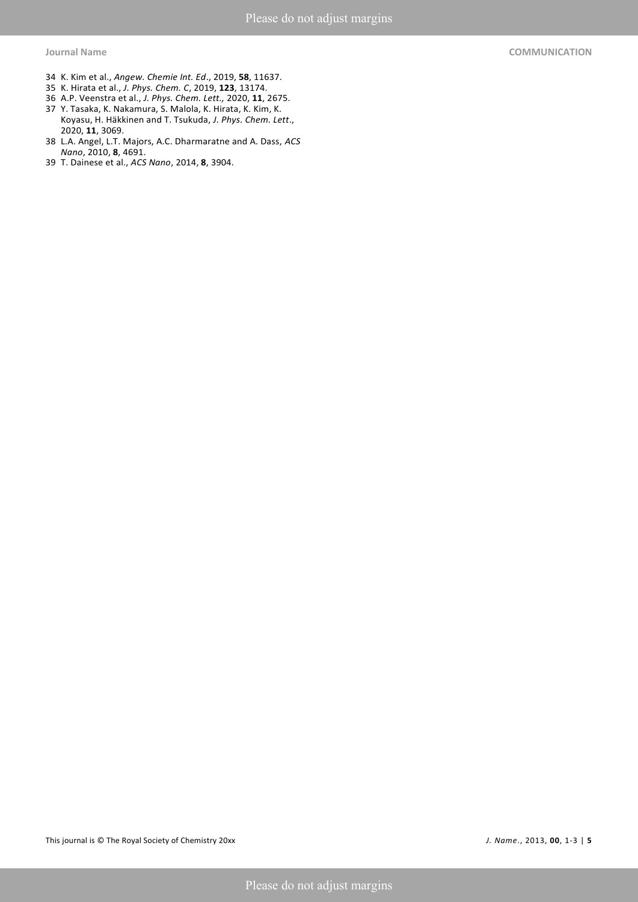34 K. Kim et al., *Angew. Chemie Int. Ed*., 2019, **58**, 11637.
35 K. Hirata et al., *J. Phys. Chem. C*, 2019, **123**, 13174.
36 A.P. Veenstra et al., *J. Phys. Chem. Lett.,* 2020, **11**, 2675.
37 Y. Tasaka, K. Nakamura, S. Malola, K. Hirata, K. Kim, K. Koyasu, H. Häkkinen and T. Tsukuda, *J. Phys. Chem. Lett*., 2020, **11**, 3069.
38 L.A. Angel, L.T. Majors, A.C. Dharmaratne and A. Dass, *ACS Nano*, 2010, **8**, 4691.
39 T. Dainese et al., *ACS Nano*, 2014, **8**, 3904.